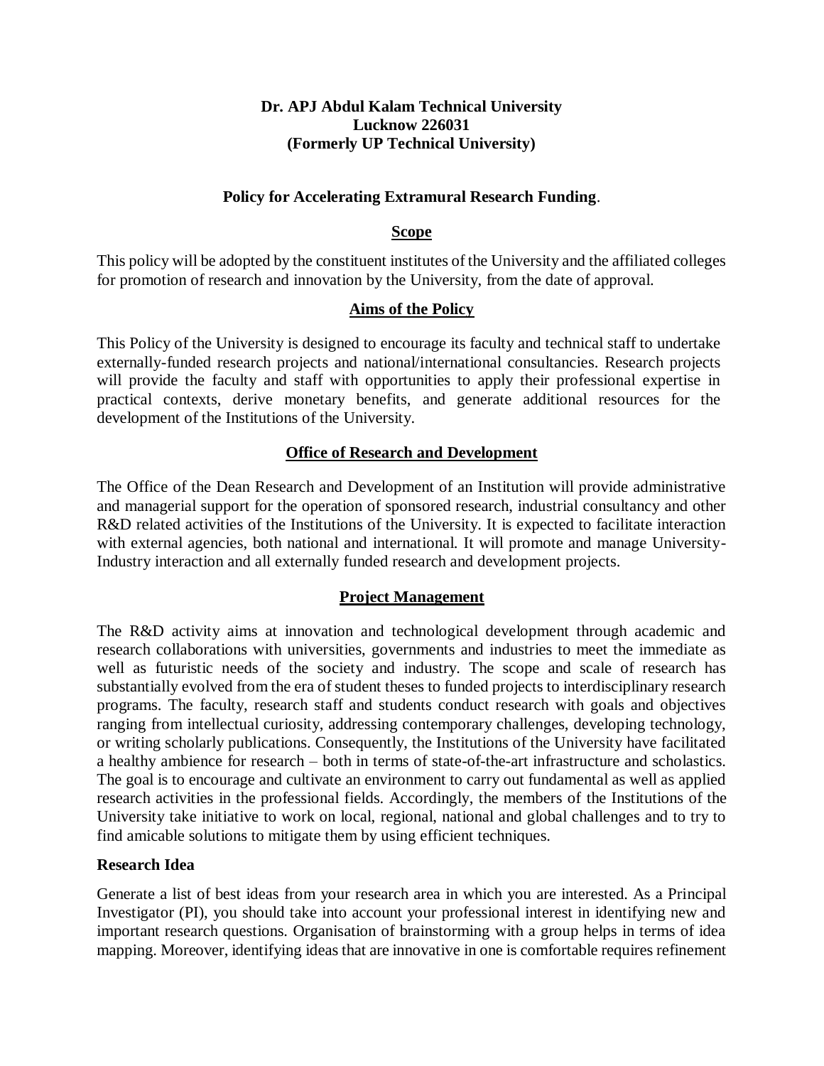**Dr. APJ Abdul Kalam Technical University**
**Lucknow 226031**
**(Formerly UP Technical University)**

# Policy for Accelerating Extramural Research Funding.

## Scope

This policy will be adopted by the constituent institutes of the University and the affiliated colleges for promotion of research and innovation by the University, from the date of approval.

## Aims of the Policy

This Policy of the University is designed to encourage its faculty and technical staff to undertake externally-funded research projects and national/international consultancies. Research projects will provide the faculty and staff with opportunities to apply their professional expertise in practical contexts, derive monetary benefits, and generate additional resources for the development of the Institutions of the University.

## Office of Research and Development

The Office of the Dean Research and Development of an Institution will provide administrative and managerial support for the operation of sponsored research, industrial consultancy and other R&D related activities of the Institutions of the University. It is expected to facilitate interaction with external agencies, both national and international. It will promote and manage University-Industry interaction and all externally funded research and development projects.

## Project Management

The R&D activity aims at innovation and technological development through academic and research collaborations with universities, governments and industries to meet the immediate as well as futuristic needs of the society and industry. The scope and scale of research has substantially evolved from the era of student theses to funded projects to interdisciplinary research programs. The faculty, research staff and students conduct research with goals and objectives ranging from intellectual curiosity, addressing contemporary challenges, developing technology, or writing scholarly publications. Consequently, the Institutions of the University have facilitated a healthy ambience for research – both in terms of state-of-the-art infrastructure and scholastics. The goal is to encourage and cultivate an environment to carry out fundamental as well as applied research activities in the professional fields. Accordingly, the members of the Institutions of the University take initiative to work on local, regional, national and global challenges and to try to find amicable solutions to mitigate them by using efficient techniques.

### Research Idea

Generate a list of best ideas from your research area in which you are interested. As a Principal Investigator (PI), you should take into account your professional interest in identifying new and important research questions. Organisation of brainstorming with a group helps in terms of idea mapping. Moreover, identifying ideas that are innovative in one is comfortable requires refinement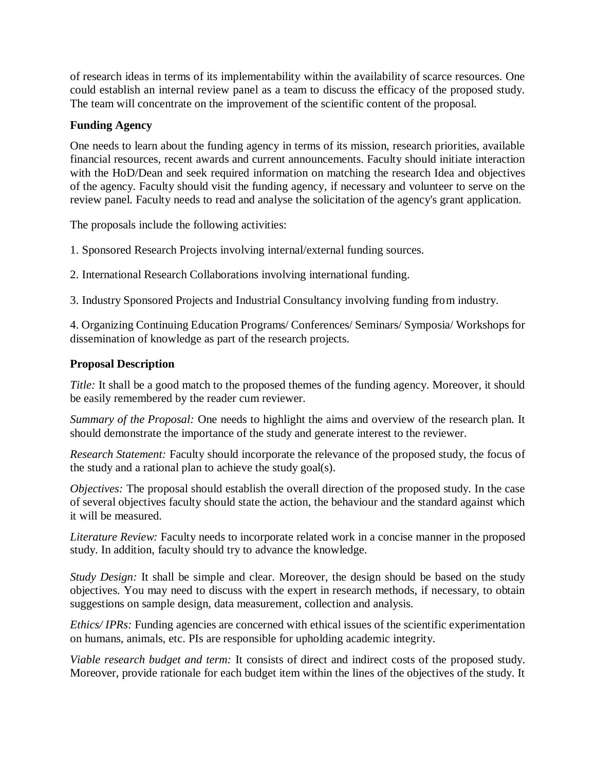of research ideas in terms of its implementability within the availability of scarce resources. One could establish an internal review panel as a team to discuss the efficacy of the proposed study. The team will concentrate on the improvement of the scientific content of the proposal.

**Funding Agency**

One needs to learn about the funding agency in terms of its mission, research priorities, available financial resources, recent awards and current announcements. Faculty should initiate interaction with the HoD/Dean and seek required information on matching the research Idea and objectives of the agency. Faculty should visit the funding agency, if necessary and volunteer to serve on the review panel. Faculty needs to read and analyse the solicitation of the agency's grant application.

The proposals include the following activities:

1. Sponsored Research Projects involving internal/external funding sources.

2. International Research Collaborations involving international funding.

3. Industry Sponsored Projects and Industrial Consultancy involving funding from industry.

4. Organizing Continuing Education Programs/ Conferences/ Seminars/ Symposia/ Workshops for dissemination of knowledge as part of the research projects.

**Proposal Description**

*Title:* It shall be a good match to the proposed themes of the funding agency. Moreover, it should be easily remembered by the reader cum reviewer.

*Summary of the Proposal:* One needs to highlight the aims and overview of the research plan. It should demonstrate the importance of the study and generate interest to the reviewer.

*Research Statement:* Faculty should incorporate the relevance of the proposed study, the focus of the study and a rational plan to achieve the study goal(s).

*Objectives:* The proposal should establish the overall direction of the proposed study. In the case of several objectives faculty should state the action, the behaviour and the standard against which it will be measured.

*Literature Review:* Faculty needs to incorporate related work in a concise manner in the proposed study. In addition, faculty should try to advance the knowledge.

*Study Design:* It shall be simple and clear. Moreover, the design should be based on the study objectives. You may need to discuss with the expert in research methods, if necessary, to obtain suggestions on sample design, data measurement, collection and analysis.

*Ethics/ IPRs:* Funding agencies are concerned with ethical issues of the scientific experimentation on humans, animals, etc. PIs are responsible for upholding academic integrity.

*Viable research budget and term:* It consists of direct and indirect costs of the proposed study. Moreover, provide rationale for each budget item within the lines of the objectives of the study. It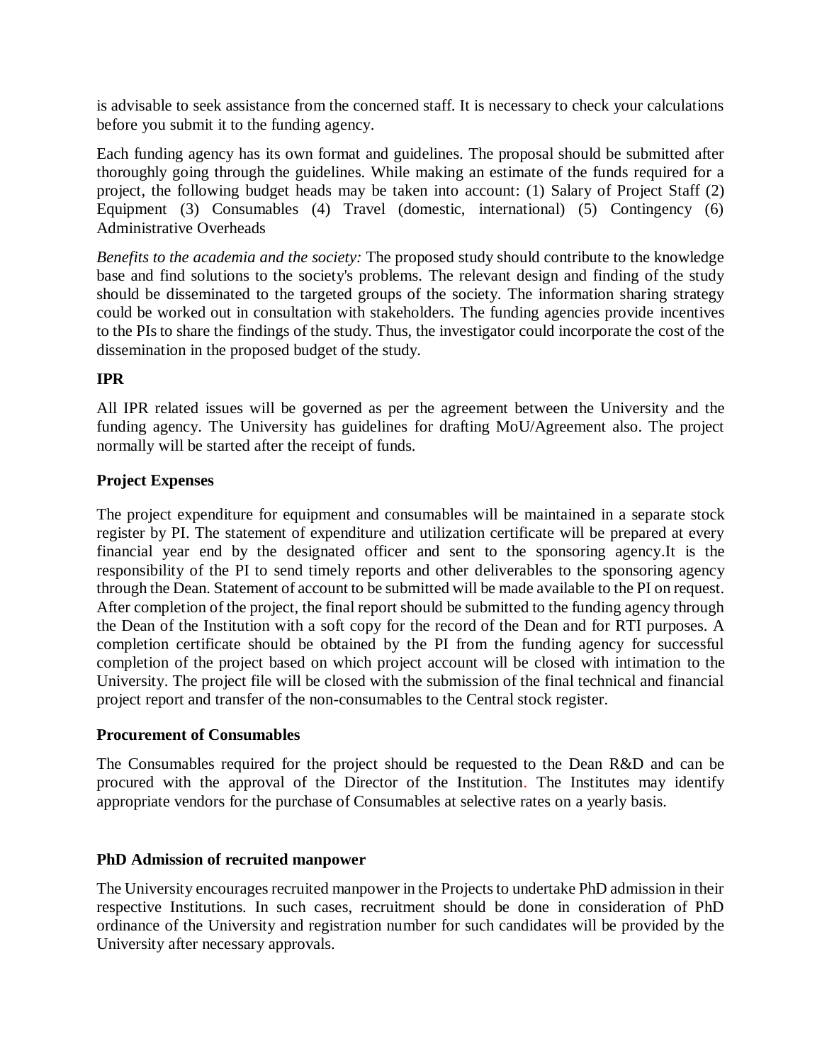is advisable to seek assistance from the concerned staff. It is necessary to check your calculations before you submit it to the funding agency.

Each funding agency has its own format and guidelines. The proposal should be submitted after thoroughly going through the guidelines. While making an estimate of the funds required for a project, the following budget heads may be taken into account: (1) Salary of Project Staff (2) Equipment (3) Consumables (4) Travel (domestic, international) (5) Contingency (6) Administrative Overheads

*Benefits to the academia and the society:* The proposed study should contribute to the knowledge base and find solutions to the society's problems. The relevant design and finding of the study should be disseminated to the targeted groups of the society. The information sharing strategy could be worked out in consultation with stakeholders. The funding agencies provide incentives to the PIs to share the findings of the study. Thus, the investigator could incorporate the cost of the dissemination in the proposed budget of the study.

**IPR**

All IPR related issues will be governed as per the agreement between the University and the funding agency. The University has guidelines for drafting MoU/Agreement also. The project normally will be started after the receipt of funds.

**Project Expenses**

The project expenditure for equipment and consumables will be maintained in a separate stock register by PI. The statement of expenditure and utilization certificate will be prepared at every financial year end by the designated officer and sent to the sponsoring agency.It is the responsibility of the PI to send timely reports and other deliverables to the sponsoring agency through the Dean. Statement of account to be submitted will be made available to the PI on request. After completion of the project, the final report should be submitted to the funding agency through the Dean of the Institution with a soft copy for the record of the Dean and for RTI purposes. A completion certificate should be obtained by the PI from the funding agency for successful completion of the project based on which project account will be closed with intimation to the University. The project file will be closed with the submission of the final technical and financial project report and transfer of the non-consumables to the Central stock register.

**Procurement of Consumables**

The Consumables required for the project should be requested to the Dean R&D and can be procured with the approval of the Director of the Institution. The Institutes may identify appropriate vendors for the purchase of Consumables at selective rates on a yearly basis.

**PhD Admission of recruited manpower**

The University encourages recruited manpower in the Projects to undertake PhD admission in their respective Institutions. In such cases, recruitment should be done in consideration of PhD ordinance of the University and registration number for such candidates will be provided by the University after necessary approvals.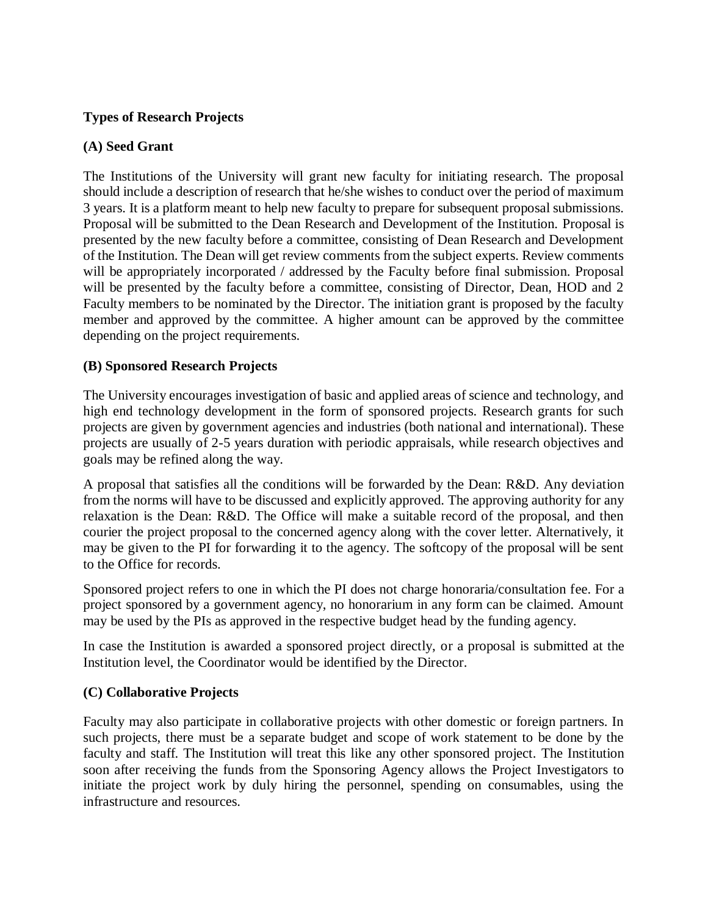**Types of Research Projects**

**(A) Seed Grant**

The Institutions of the University will grant new faculty for initiating research. The proposal should include a description of research that he/she wishes to conduct over the period of maximum 3 years. It is a platform meant to help new faculty to prepare for subsequent proposal submissions. Proposal will be submitted to the Dean Research and Development of the Institution. Proposal is presented by the new faculty before a committee, consisting of Dean Research and Development of the Institution. The Dean will get review comments from the subject experts. Review comments will be appropriately incorporated / addressed by the Faculty before final submission. Proposal will be presented by the faculty before a committee, consisting of Director, Dean, HOD and 2 Faculty members to be nominated by the Director. The initiation grant is proposed by the faculty member and approved by the committee. A higher amount can be approved by the committee depending on the project requirements.

**(B) Sponsored Research Projects**

The University encourages investigation of basic and applied areas of science and technology, and high end technology development in the form of sponsored projects. Research grants for such projects are given by government agencies and industries (both national and international). These projects are usually of 2-5 years duration with periodic appraisals, while research objectives and goals may be refined along the way.

A proposal that satisfies all the conditions will be forwarded by the Dean: R&D. Any deviation from the norms will have to be discussed and explicitly approved. The approving authority for any relaxation is the Dean: R&D. The Office will make a suitable record of the proposal, and then courier the project proposal to the concerned agency along with the cover letter. Alternatively, it may be given to the PI for forwarding it to the agency. The softcopy of the proposal will be sent to the Office for records.

Sponsored project refers to one in which the PI does not charge honoraria/consultation fee. For a project sponsored by a government agency, no honorarium in any form can be claimed. Amount may be used by the PIs as approved in the respective budget head by the funding agency.

In case the Institution is awarded a sponsored project directly, or a proposal is submitted at the Institution level, the Coordinator would be identified by the Director.

**(C) Collaborative Projects**

Faculty may also participate in collaborative projects with other domestic or foreign partners. In such projects, there must be a separate budget and scope of work statement to be done by the faculty and staff. The Institution will treat this like any other sponsored project. The Institution soon after receiving the funds from the Sponsoring Agency allows the Project Investigators to initiate the project work by duly hiring the personnel, spending on consumables, using the infrastructure and resources.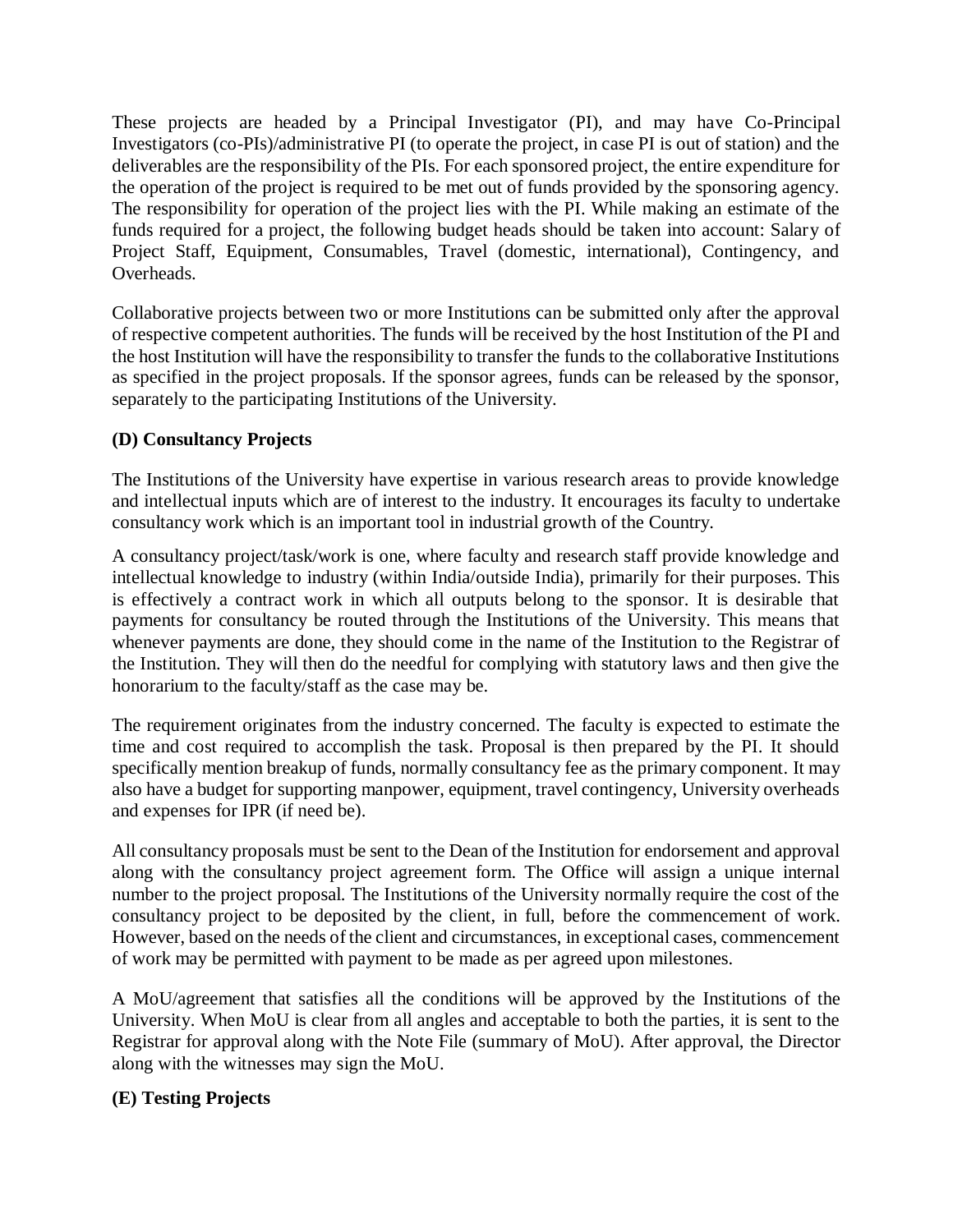These projects are headed by a Principal Investigator (PI), and may have Co-Principal Investigators (co-PIs)/administrative PI (to operate the project, in case PI is out of station) and the deliverables are the responsibility of the PIs. For each sponsored project, the entire expenditure for the operation of the project is required to be met out of funds provided by the sponsoring agency. The responsibility for operation of the project lies with the PI. While making an estimate of the funds required for a project, the following budget heads should be taken into account: Salary of Project Staff, Equipment, Consumables, Travel (domestic, international), Contingency, and Overheads.

Collaborative projects between two or more Institutions can be submitted only after the approval of respective competent authorities. The funds will be received by the host Institution of the PI and the host Institution will have the responsibility to transfer the funds to the collaborative Institutions as specified in the project proposals. If the sponsor agrees, funds can be released by the sponsor, separately to the participating Institutions of the University.

**(D) Consultancy Projects**

The Institutions of the University have expertise in various research areas to provide knowledge and intellectual inputs which are of interest to the industry. It encourages its faculty to undertake consultancy work which is an important tool in industrial growth of the Country.

A consultancy project/task/work is one, where faculty and research staff provide knowledge and intellectual knowledge to industry (within India/outside India), primarily for their purposes. This is effectively a contract work in which all outputs belong to the sponsor. It is desirable that payments for consultancy be routed through the Institutions of the University. This means that whenever payments are done, they should come in the name of the Institution to the Registrar of the Institution. They will then do the needful for complying with statutory laws and then give the honorarium to the faculty/staff as the case may be.

The requirement originates from the industry concerned. The faculty is expected to estimate the time and cost required to accomplish the task. Proposal is then prepared by the PI. It should specifically mention breakup of funds, normally consultancy fee as the primary component. It may also have a budget for supporting manpower, equipment, travel contingency, University overheads and expenses for IPR (if need be).

All consultancy proposals must be sent to the Dean of the Institution for endorsement and approval along with the consultancy project agreement form. The Office will assign a unique internal number to the project proposal. The Institutions of the University normally require the cost of the consultancy project to be deposited by the client, in full, before the commencement of work. However, based on the needs of the client and circumstances, in exceptional cases, commencement of work may be permitted with payment to be made as per agreed upon milestones.

A MoU/agreement that satisfies all the conditions will be approved by the Institutions of the University. When MoU is clear from all angles and acceptable to both the parties, it is sent to the Registrar for approval along with the Note File (summary of MoU). After approval, the Director along with the witnesses may sign the MoU.

**(E) Testing Projects**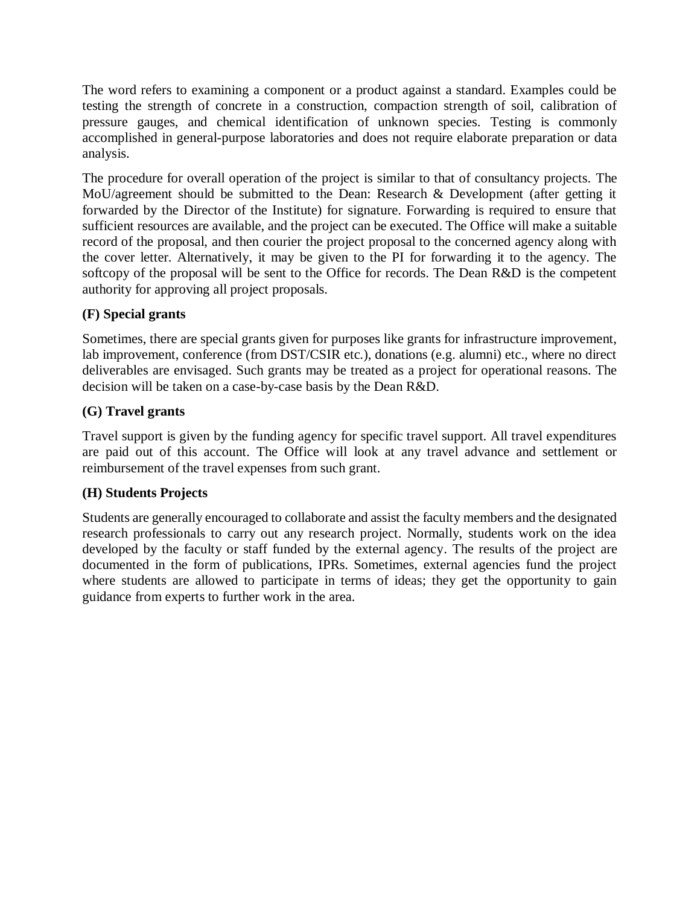The word refers to examining a component or a product against a standard. Examples could be testing the strength of concrete in a construction, compaction strength of soil, calibration of pressure gauges, and chemical identification of unknown species. Testing is commonly accomplished in general-purpose laboratories and does not require elaborate preparation or data analysis.

The procedure for overall operation of the project is similar to that of consultancy projects. The MoU/agreement should be submitted to the Dean: Research & Development (after getting it forwarded by the Director of the Institute) for signature. Forwarding is required to ensure that sufficient resources are available, and the project can be executed. The Office will make a suitable record of the proposal, and then courier the project proposal to the concerned agency along with the cover letter. Alternatively, it may be given to the PI for forwarding it to the agency. The softcopy of the proposal will be sent to the Office for records. The Dean R&D is the competent authority for approving all project proposals.

**(F) Special grants**

Sometimes, there are special grants given for purposes like grants for infrastructure improvement, lab improvement, conference (from DST/CSIR etc.), donations (e.g. alumni) etc., where no direct deliverables are envisaged. Such grants may be treated as a project for operational reasons. The decision will be taken on a case-by-case basis by the Dean R&D.

**(G) Travel grants**

Travel support is given by the funding agency for specific travel support. All travel expenditures are paid out of this account. The Office will look at any travel advance and settlement or reimbursement of the travel expenses from such grant.

**(H) Students Projects**

Students are generally encouraged to collaborate and assist the faculty members and the designated research professionals to carry out any research project. Normally, students work on the idea developed by the faculty or staff funded by the external agency. The results of the project are documented in the form of publications, IPRs. Sometimes, external agencies fund the project where students are allowed to participate in terms of ideas; they get the opportunity to gain guidance from experts to further work in the area.